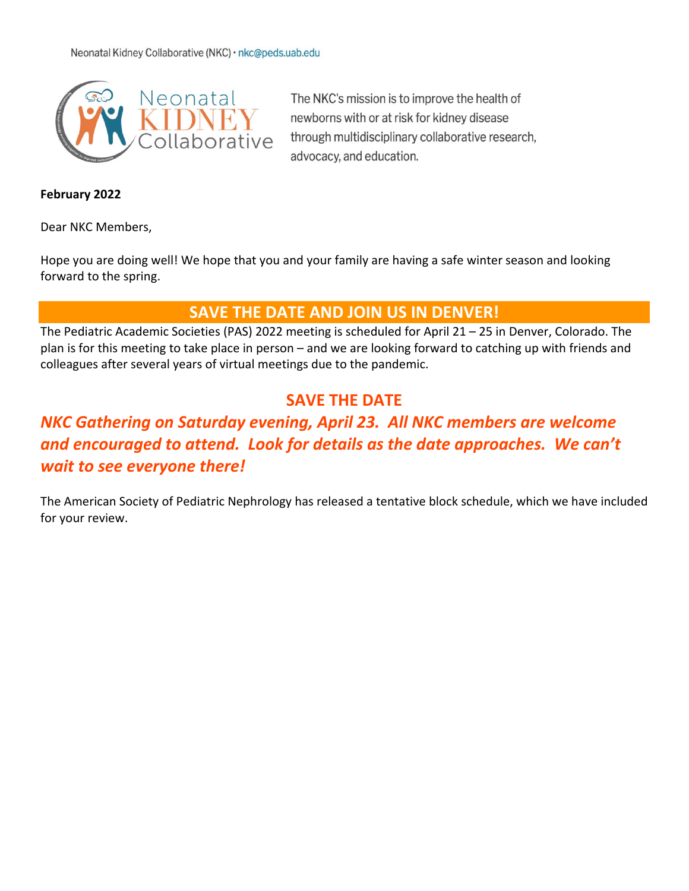Neonatal Kidney Collaborative (NKC) · nkc@peds.uab.edu

Neonatal KIDNEY Collaborative

The NKC's mission is to improve the health of newborns with or at risk for kidney disease through multidisciplinary collaborative research, advocacy, and education.

**February 2022**

Dear NKC Members,

Hope you are doing well! We hope that you and your family are having a safe winter season and looking forward to the spring.

## SAVE THE DATE AND JOIN US IN DENVER!

The Pediatric Academic Societies (PAS) 2022 meeting is scheduled for April 21 – 25 in Denver, Colorado. The plan is for this meeting to take place in person – and we are looking forward to catching up with friends and colleagues after several years of virtual meetings due to the pandemic.

## SAVE THE DATE

***NKC Gathering on Saturday evening, April 23. All NKC members are welcome and encouraged to attend. Look for details as the date approaches. We can't wait to see everyone there!***

The American Society of Pediatric Nephrology has released a tentative block schedule, which we have included for your review.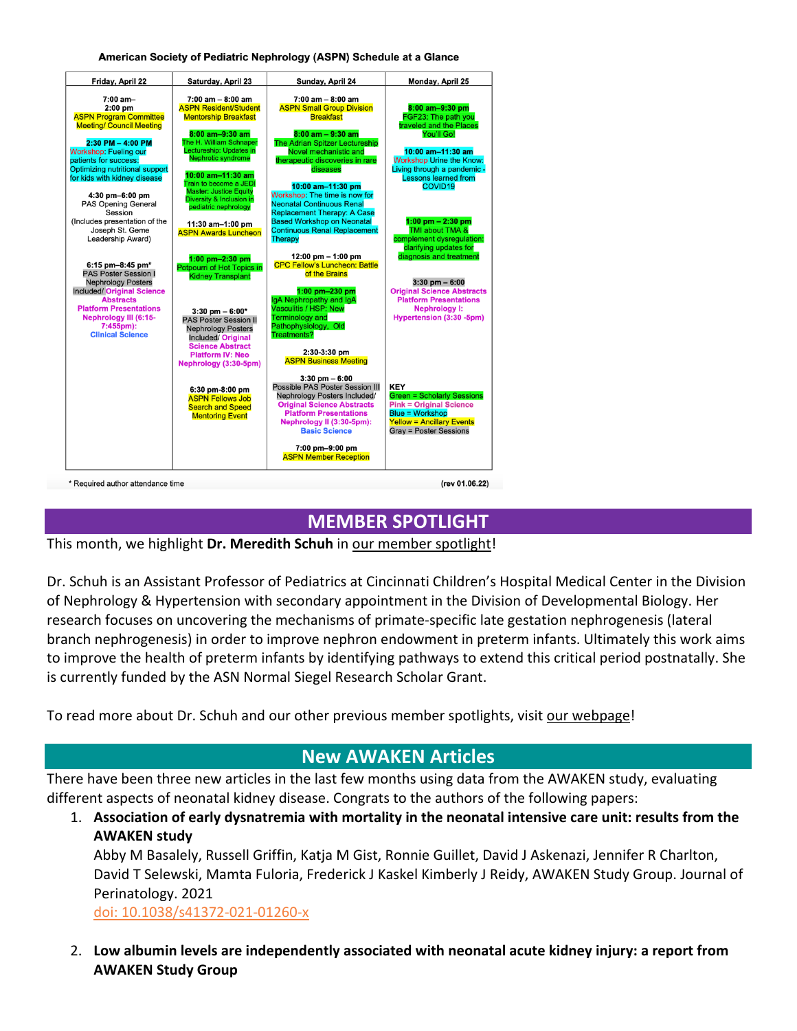**American Society of Pediatric Nephrology (ASPN) Schedule at a Glance**

| Friday, April 22 | Saturday, April 23 | Sunday, April 24 | Monday, April 25 |
|---|---|---|---|
| 7:00 am–2:00 pm ASPN Program Committee Meeting/ Council Meeting<br><br>2:30 PM – 4:00 PM Workshop: Fueling our patients for success: Optimizing nutritional support for kids with kidney disease<br><br>4:30 pm–6:00 pm PAS Opening General Session (Includes presentation of the Joseph St. Geme Leadership Award)<br><br>6:15 pm–8:45 pm* PAS Poster Session I Nephrology Posters Included/ Original Science Abstracts Platform Presentations Nephrology III (6:15-7:455pm): Clinical Science | 7:00 am – 8:00 am ASPN Resident/Student Mentorship Breakfast<br><br>8:00 am–9:30 am The H. William Schnaper Lectureship: Updates in Nephrotic syndrome<br><br>10:00 am–11:30 am Train to become a JEDI Master: Justice Equity Diversity & Inclusion in pediatric nephrology<br><br>11:30 am–1:00 pm ASPN Awards Luncheon<br><br>1:00 pm–2:30 pm Potpourri of Hot Topics in Kidney Transplant<br><br>3:30 pm – 6:00* PAS Poster Session II Nephrology Posters Included/ Original Science Abstract Platform IV: Neo Nephrology (3:30-5pm)<br><br>6:30 pm-8:00 pm ASPN Fellows Job Search and Speed Mentoring Event | 7:00 am – 8:00 am ASPN Small Group Division Breakfast<br><br>8:00 am – 9:30 am The Adrian Spitzer Lectureship Novel mechanistic and therapeutic discoveries in rare diseases<br><br>10:00 am–11:30 pm Workshop: The time is now for Neonatal Continuous Renal Replacement Therapy: A Case Based Workshop on Neonatal Continuous Renal Replacement Therapy<br><br>12:00 pm – 1:00 pm CPC Fellow's Luncheon: Battle of the Brains<br><br>1:00 pm–230 pm IgA Nephropathy and IgA Vasculitis / HSP: New Terminology and Pathophysiology, Old Treatments?<br><br>2:30-3:30 pm ASPN Business Meeting<br><br>3:30 pm – 6:00 Possible PAS Poster Session III Nephrology Posters Included/ Original Science Abstracts Platform Presentations Nephrology II (3:30-5pm): Basic Science<br><br>7:00 pm–9:00 pm ASPN Member Reception | 8:00 am–9:30 pm FGF23: The path you traveled and the Places You'll Go!<br><br>10:00 am–11:30 am Workshop Urine the Know: Living through a pandemic - Lessons learned from COVID19<br><br>1:00 pm – 2:30 pm TMI about TMA & complement dysregulation: clarifying updates for diagnosis and treatment<br><br>3:30 pm – 6:00 Original Science Abstracts Platform Presentations Nephrology I: Hypertension (3:30 -5pm)<br><br>KEY<br>Green = Scholarly Sessions<br>Pink = Original Science<br>Blue = Workshop<br>Yellow = Ancillary Events<br>Gray = Poster Sessions |

\* Required author attendance time (rev 01.06.22)

## MEMBER SPOTLIGHT

This month, we highlight **Dr. Meredith Schuh** in our member spotlight!

Dr. Schuh is an Assistant Professor of Pediatrics at Cincinnati Children's Hospital Medical Center in the Division of Nephrology & Hypertension with secondary appointment in the Division of Developmental Biology. Her research focuses on uncovering the mechanisms of primate-specific late gestation nephrogenesis (lateral branch nephrogenesis) in order to improve nephron endowment in preterm infants. Ultimately this work aims to improve the health of preterm infants by identifying pathways to extend this critical period postnatally. She is currently funded by the ASN Normal Siegel Research Scholar Grant.

To read more about Dr. Schuh and our other previous member spotlights, visit our webpage!

## New AWAKEN Articles

There have been three new articles in the last few months using data from the AWAKEN study, evaluating different aspects of neonatal kidney disease. Congrats to the authors of the following papers:

1. **Association of early dysnatremia with mortality in the neonatal intensive care unit: results from the AWAKEN study**
   Abby M Basalely, Russell Griffin, Katja M Gist, Ronnie Guillet, David J Askenazi, Jennifer R Charlton, David T Selewski, Mamta Fuloria, Frederick J Kaskel Kimberly J Reidy, AWAKEN Study Group. Journal of Perinatology. 2021
   doi: 10.1038/s41372-021-01260-x

2. **Low albumin levels are independently associated with neonatal acute kidney injury: a report from AWAKEN Study Group**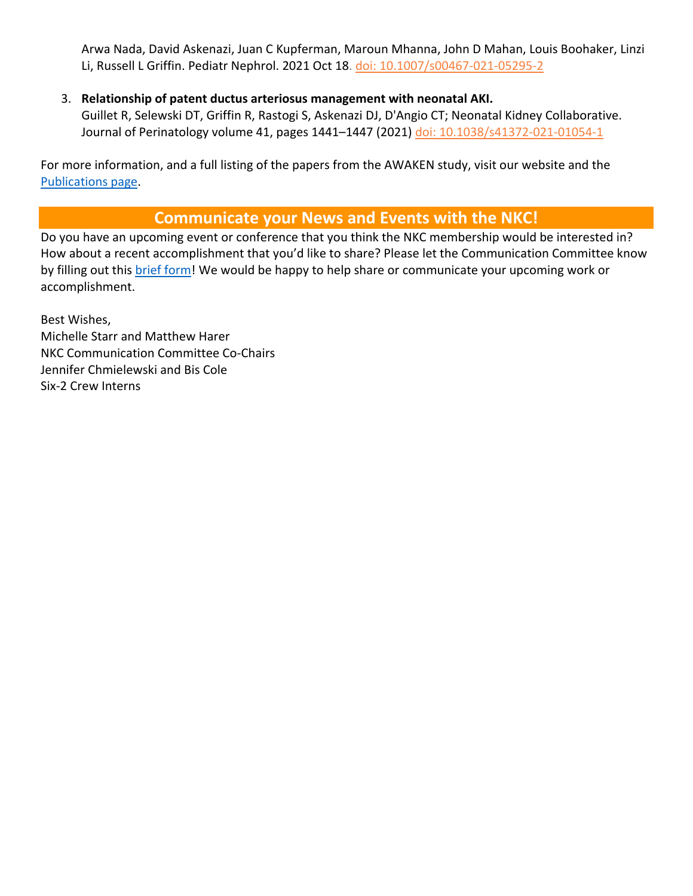Arwa Nada, David Askenazi, Juan C Kupferman, Maroun Mhanna, John D Mahan, Louis Boohaker, Linzi Li, Russell L Griffin. Pediatr Nephrol. 2021 Oct 18. doi: 10.1007/s00467-021-05295-2

3. **Relationship of patent ductus arteriosus management with neonatal AKI.**
   Guillet R, Selewski DT, Griffin R, Rastogi S, Askenazi DJ, D'Angio CT; Neonatal Kidney Collaborative. Journal of Perinatology volume 41, pages 1441–1447 (2021) doi: 10.1038/s41372-021-01054-1

For more information, and a full listing of the papers from the AWAKEN study, visit our website and the Publications page.

## Communicate your News and Events with the NKC!

Do you have an upcoming event or conference that you think the NKC membership would be interested in? How about a recent accomplishment that you'd like to share? Please let the Communication Committee know by filling out this brief form! We would be happy to help share or communicate your upcoming work or accomplishment.

Best Wishes,
Michelle Starr and Matthew Harer
NKC Communication Committee Co-Chairs
Jennifer Chmielewski and Bis Cole
Six-2 Crew Interns